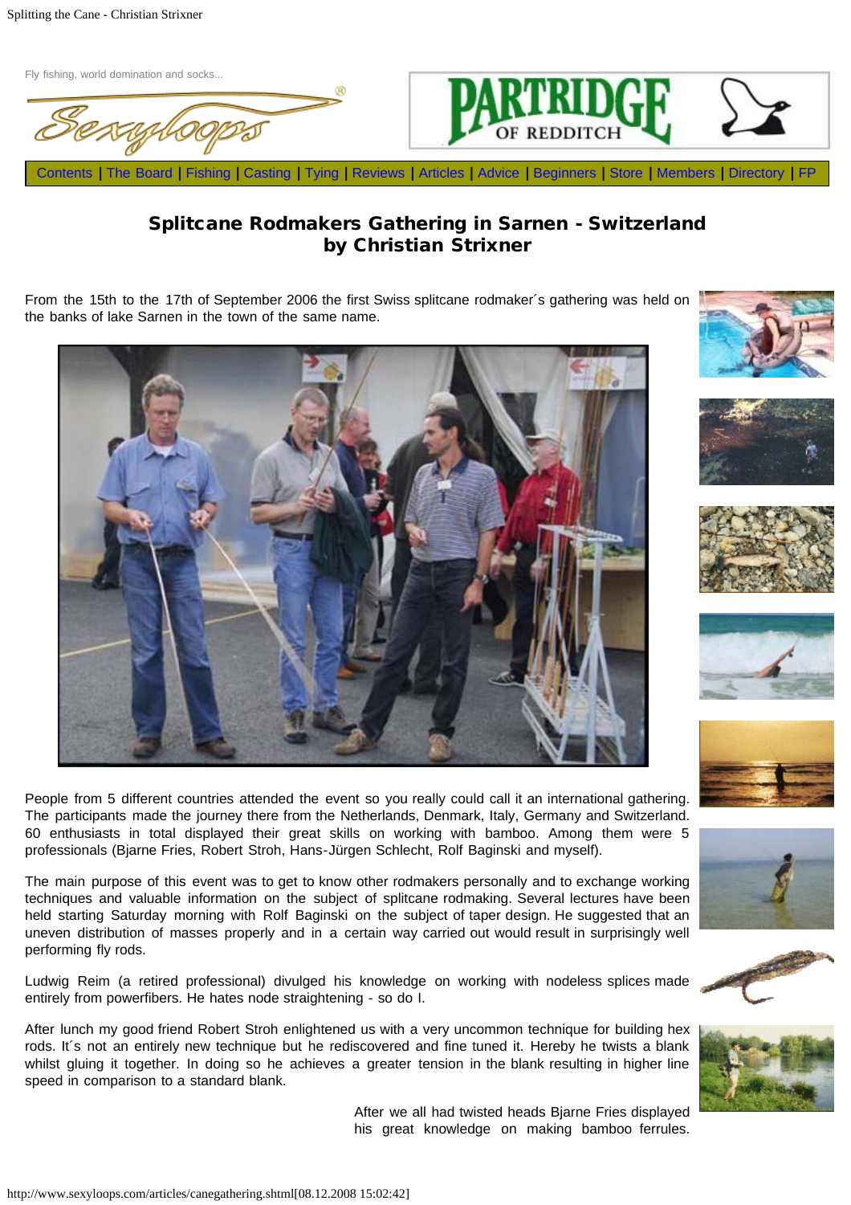Fly fishing, world domination and socks...

Contents | The Board | Fishing | Casting | Tying | Reviews | Articles | Advice | Beginners | Store | Members | Directory | FP

## Splitcane Rodmakers Gathering in Sarnen - Switzerland
## by Christian Strixner

From the 15th to the 17th of September 2006 the first Swiss splitcane rodmaker´s gathering was held on the banks of lake Sarnen in the town of the same name.

People from 5 different countries attended the event so you really could call it an international gathering. The participants made the journey there from the Netherlands, Denmark, Italy, Germany and Switzerland. 60 enthusiasts in total displayed their great skills on working with bamboo. Among them were 5 professionals (Bjarne Fries, Robert Stroh, Hans-Jürgen Schlecht, Rolf Baginski and myself).

The main purpose of this event was to get to know other rodmakers personally and to exchange working techniques and valuable information on the subject of splitcane rodmaking. Several lectures have been held starting Saturday morning with Rolf Baginski on the subject of taper design. He suggested that an uneven distribution of masses properly and in a certain way carried out would result in surprisingly well performing fly rods.

Ludwig Reim (a retired professional) divulged his knowledge on working with nodeless splices made entirely from powerfibers. He hates node straightening - so do I.

After lunch my good friend Robert Stroh enlightened us with a very uncommon technique for building hex rods. It´s not an entirely new technique but he rediscovered and fine tuned it. Hereby he twists a blank whilst gluing it together. In doing so he achieves a greater tension in the blank resulting in higher line speed in comparison to a standard blank.

After we all had twisted heads Bjarne Fries displayed his great knowledge on making bamboo ferrules.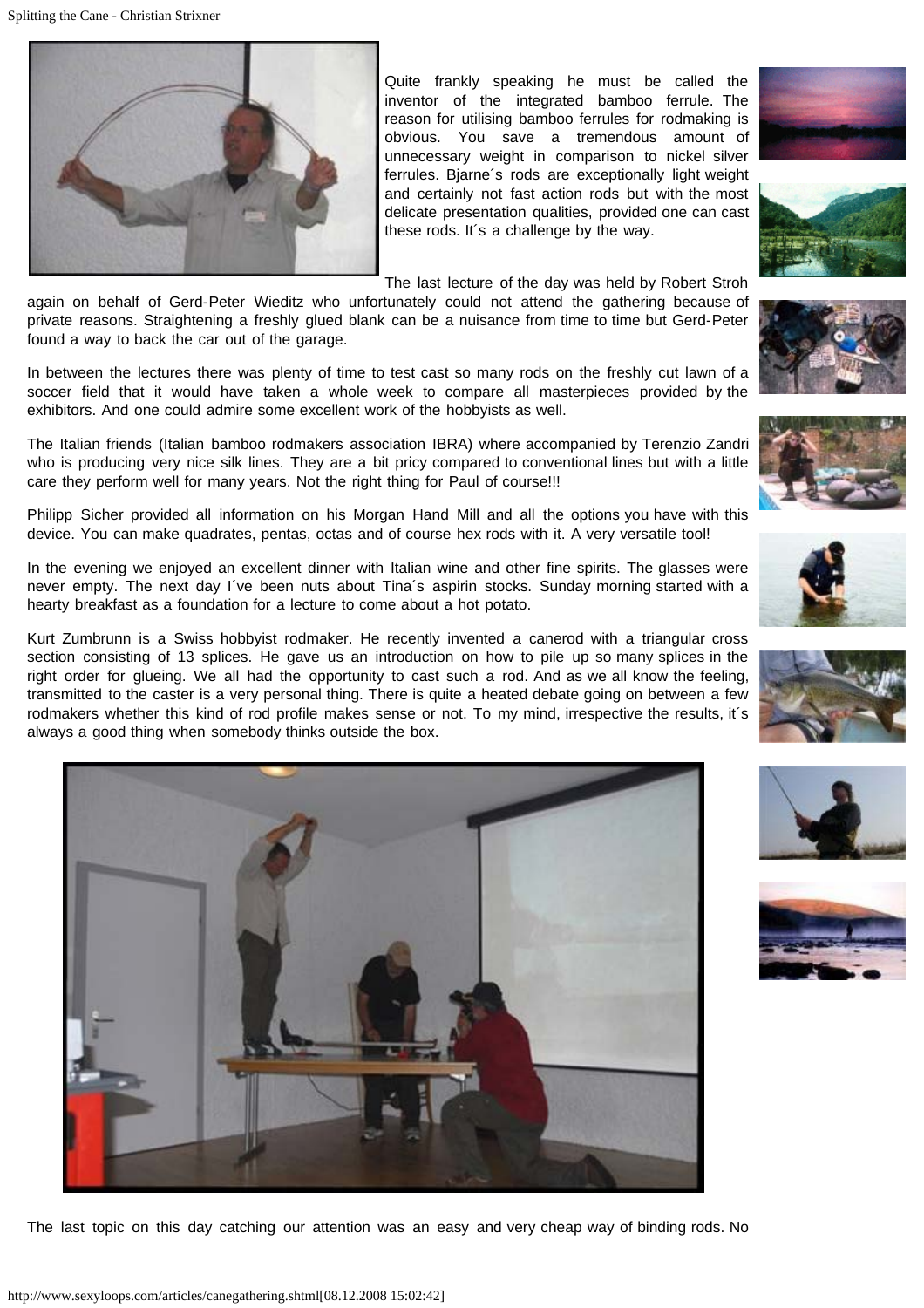Quite frankly speaking he must be called the inventor of the integrated bamboo ferrule. The reason for utilising bamboo ferrules for rodmaking is obvious. You save a tremendous amount of unnecessary weight in comparison to nickel silver ferrules. Bjarne´s rods are exceptionally light weight and certainly not fast action rods but with the most delicate presentation qualities, provided one can cast these rods. It´s a challenge by the way.

The last lecture of the day was held by Robert Stroh again on behalf of Gerd-Peter Wieditz who unfortunately could not attend the gathering because of private reasons. Straightening a freshly glued blank can be a nuisance from time to time but Gerd-Peter found a way to back the car out of the garage.

In between the lectures there was plenty of time to test cast so many rods on the freshly cut lawn of a soccer field that it would have taken a whole week to compare all masterpieces provided by the exhibitors. And one could admire some excellent work of the hobbyists as well.

The Italian friends (Italian bamboo rodmakers association IBRA) where accompanied by Terenzio Zandri who is producing very nice silk lines. They are a bit pricy compared to conventional lines but with a little care they perform well for many years. Not the right thing for Paul of course!!!

Philipp Sicher provided all information on his Morgan Hand Mill and all the options you have with this device. You can make quadrates, pentas, octas and of course hex rods with it. A very versatile tool!

In the evening we enjoyed an excellent dinner with Italian wine and other fine spirits. The glasses were never empty. The next day I´ve been nuts about Tina´s aspirin stocks. Sunday morning started with a hearty breakfast as a foundation for a lecture to come about a hot potato.

Kurt Zumbrunn is a Swiss hobbyist rodmaker. He recently invented a canerod with a triangular cross section consisting of 13 splices. He gave us an introduction on how to pile up so many splices in the right order for glueing. We all had the opportunity to cast such a rod. And as we all know the feeling, transmitted to the caster is a very personal thing. There is quite a heated debate going on between a few rodmakers whether this kind of rod profile makes sense or not. To my mind, irrespective the results, it´s always a good thing when somebody thinks outside the box.

The last topic on this day catching our attention was an easy and very cheap way of binding rods. No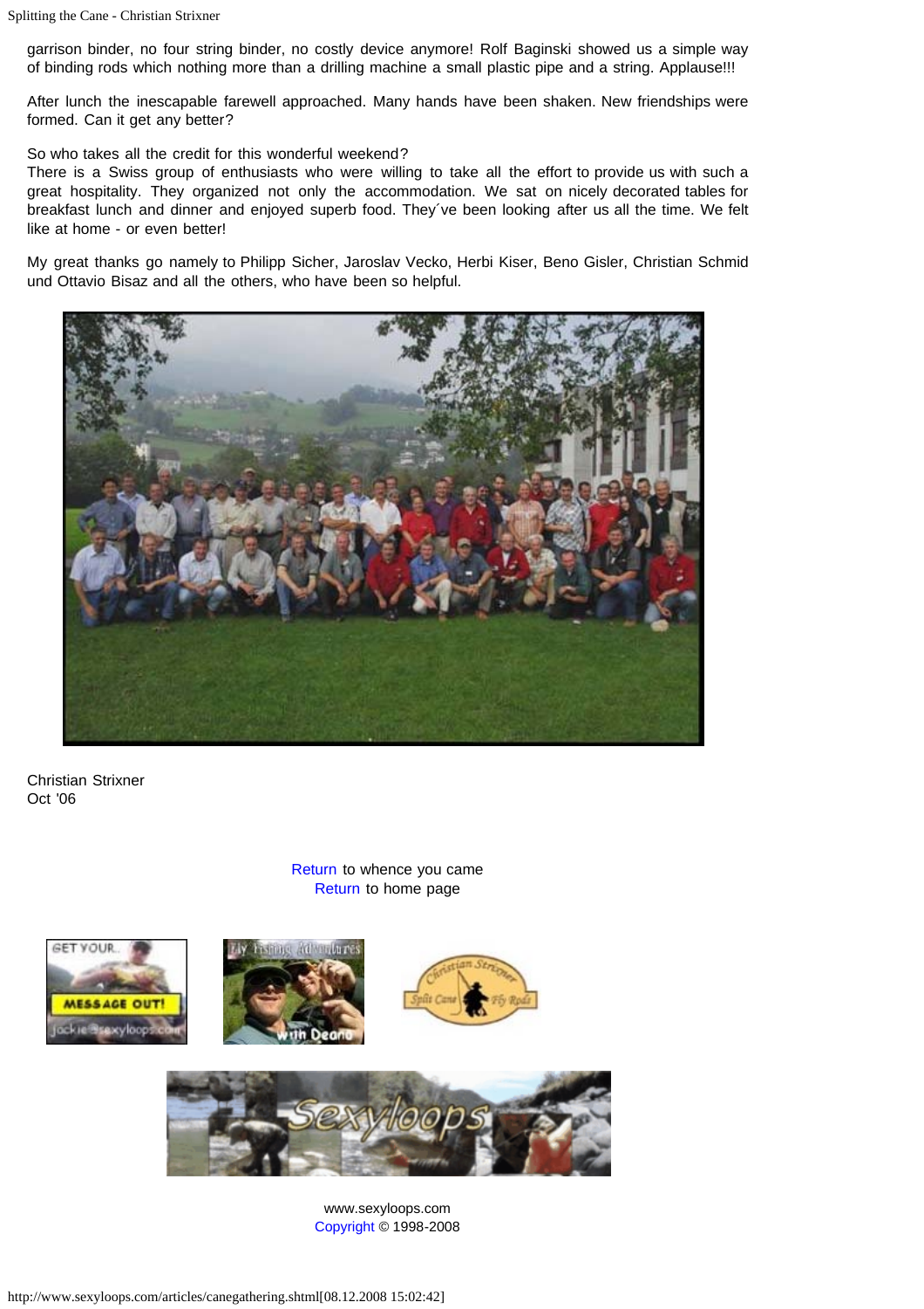garrison binder, no four string binder, no costly device anymore! Rolf Baginski showed us a simple way of binding rods which nothing more than a drilling machine a small plastic pipe and a string. Applause!!!

After lunch the inescapable farewell approached. Many hands have been shaken. New friendships were formed. Can it get any better?

So who takes all the credit for this wonderful weekend?
There is a Swiss group of enthusiasts who were willing to take all the effort to provide us with such a great hospitality. They organized not only the accommodation. We sat on nicely decorated tables for breakfast lunch and dinner and enjoyed superb food. They´ve been looking after us all the time. We felt like at home - or even better!

My great thanks go namely to Philipp Sicher, Jaroslav Vecko, Herbi Kiser, Beno Gisler, Christian Schmid und Ottavio Bisaz and all the others, who have been so helpful.

Christian Strixner
Oct '06

Return to whence you came
Return to home page

www.sexyloops.com
Copyright © 1998-2008